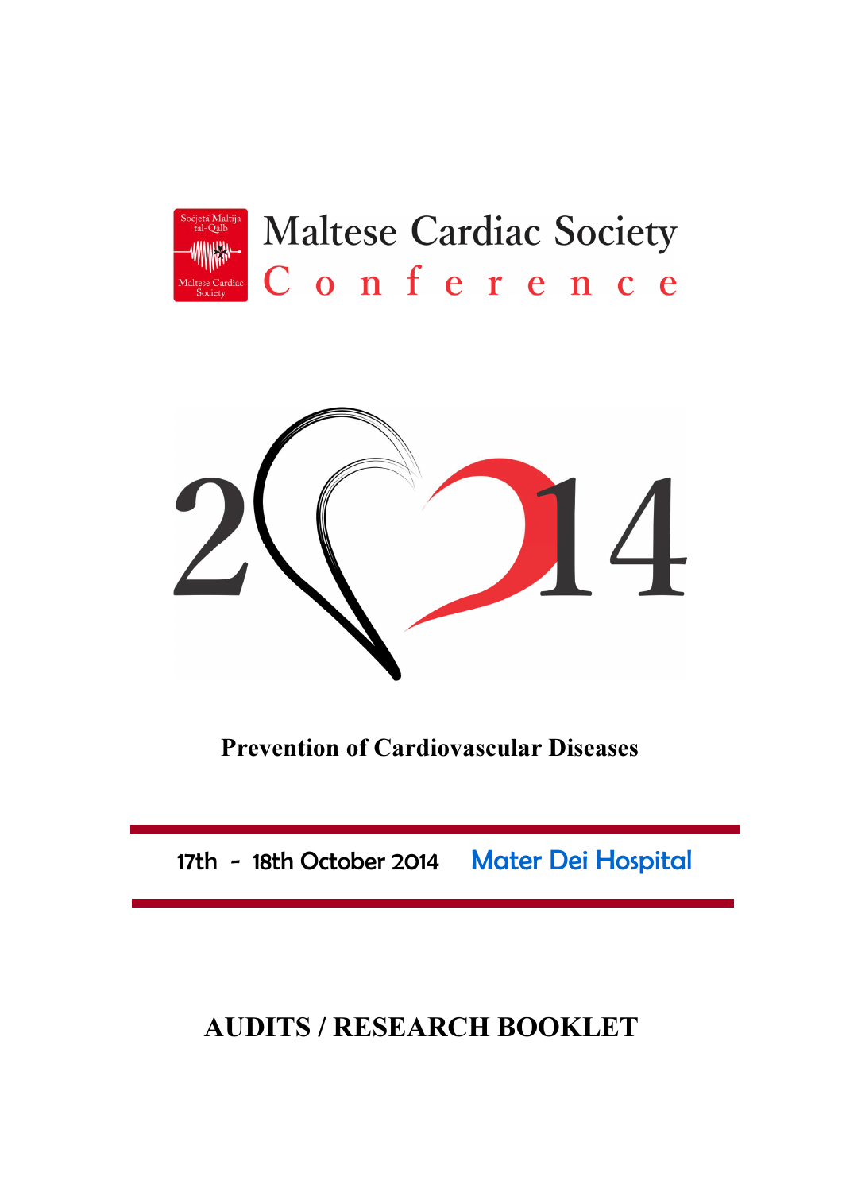Soċjetà Maltija tal-Qalb

Maltese Cardiac Society

# Maltese Cardiac Society Conference

2014

## Prevention of Cardiovascular Diseases

17th - 18th October 2014 Mater Dei Hospital

# AUDITS / RESEARCH BOOKLET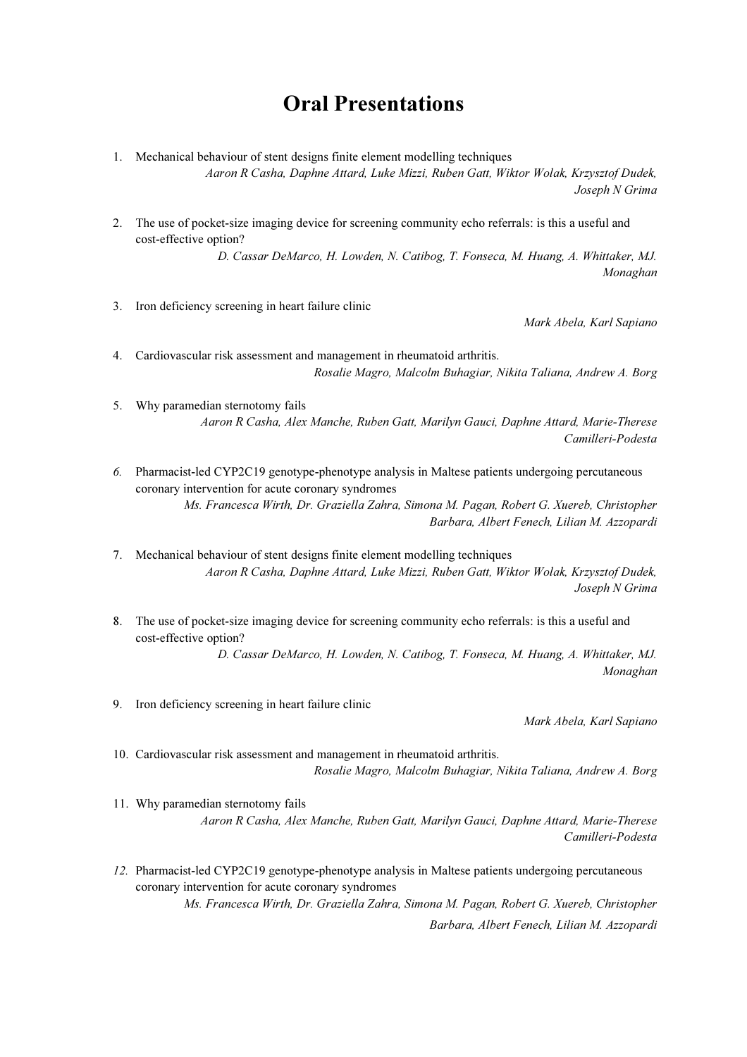# Oral Presentations

1. Mechanical behaviour of stent designs finite element modelling techniques
   *Aaron R Casha, Daphne Attard, Luke Mizzi, Ruben Gatt, Wiktor Wolak, Krzysztof Dudek, Joseph N Grima*

2. The use of pocket-size imaging device for screening community echo referrals: is this a useful and cost-effective option?
   *D. Cassar DeMarco, H. Lowden, N. Catibog, T. Fonseca, M. Huang, A. Whittaker, MJ. Monaghan*

3. Iron deficiency screening in heart failure clinic
   *Mark Abela, Karl Sapiano*

4. Cardiovascular risk assessment and management in rheumatoid arthritis.
   *Rosalie Magro, Malcolm Buhagiar, Nikita Taliana, Andrew A. Borg*

5. Why paramedian sternotomy fails
   *Aaron R Casha, Alex Manche, Ruben Gatt, Marilyn Gauci, Daphne Attard, Marie-Therese Camilleri-Podesta*

6. Pharmacist-led CYP2C19 genotype-phenotype analysis in Maltese patients undergoing percutaneous coronary intervention for acute coronary syndromes
   *Ms. Francesca Wirth, Dr. Graziella Zahra, Simona M. Pagan, Robert G. Xuereb, Christopher Barbara, Albert Fenech, Lilian M. Azzopardi*

7. Mechanical behaviour of stent designs finite element modelling techniques
   *Aaron R Casha, Daphne Attard, Luke Mizzi, Ruben Gatt, Wiktor Wolak, Krzysztof Dudek, Joseph N Grima*

8. The use of pocket-size imaging device for screening community echo referrals: is this a useful and cost-effective option?
   *D. Cassar DeMarco, H. Lowden, N. Catibog, T. Fonseca, M. Huang, A. Whittaker, MJ. Monaghan*

9. Iron deficiency screening in heart failure clinic
   *Mark Abela, Karl Sapiano*

10. Cardiovascular risk assessment and management in rheumatoid arthritis.
    *Rosalie Magro, Malcolm Buhagiar, Nikita Taliana, Andrew A. Borg*

11. Why paramedian sternotomy fails
    *Aaron R Casha, Alex Manche, Ruben Gatt, Marilyn Gauci, Daphne Attard, Marie-Therese Camilleri-Podesta*

12. Pharmacist-led CYP2C19 genotype-phenotype analysis in Maltese patients undergoing percutaneous coronary intervention for acute coronary syndromes
    *Ms. Francesca Wirth, Dr. Graziella Zahra, Simona M. Pagan, Robert G. Xuereb, Christopher Barbara, Albert Fenech, Lilian M. Azzopardi*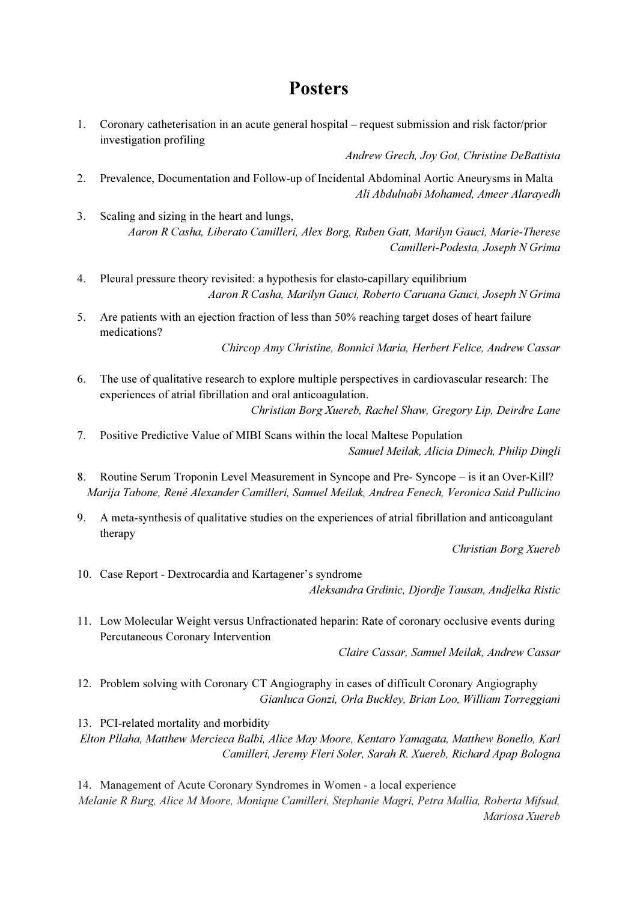# Posters

1. Coronary catheterisation in an acute general hospital – request submission and risk factor/prior investigation profiling

   *Andrew Grech, Joy Got, Christine DeBattista*

2. Prevalence, Documentation and Follow-up of Incidental Abdominal Aortic Aneurysms in Malta

   *Ali Abdulnabi Mohamed, Ameer Alarayedh*

3. Scaling and sizing in the heart and lungs,

   *Aaron R Casha, Liberato Camilleri, Alex Borg, Ruben Gatt, Marilyn Gauci, Marie-Therese Camilleri-Podesta, Joseph N Grima*

4. Pleural pressure theory revisited: a hypothesis for elasto-capillary equilibrium

   *Aaron R Casha, Marilyn Gauci, Roberto Caruana Gauci, Joseph N Grima*

5. Are patients with an ejection fraction of less than 50% reaching target doses of heart failure medications?

   *Chircop Amy Christine, Bonnici Maria, Herbert Felice, Andrew Cassar*

6. The use of qualitative research to explore multiple perspectives in cardiovascular research: The experiences of atrial fibrillation and oral anticoagulation.

   *Christian Borg Xuereb, Rachel Shaw, Gregory Lip, Deirdre Lane*

7. Positive Predictive Value of MIBI Scans within the local Maltese Population

   *Samuel Meilak, Alicia Dimech, Philip Dingli*

8. Routine Serum Troponin Level Measurement in Syncope and Pre- Syncope – is it an Over-Kill?

   *Marija Tabone, René Alexander Camilleri, Samuel Meilak, Andrea Fenech, Veronica Said Pullicino*

9. A meta-synthesis of qualitative studies on the experiences of atrial fibrillation and anticoagulant therapy

   *Christian Borg Xuereb*

10. Case Report - Dextrocardia and Kartagener's syndrome

    *Aleksandra Grdinic, Djordje Tausan, Andjelka Ristic*

11. Low Molecular Weight versus Unfractionated heparin: Rate of coronary occlusive events during Percutaneous Coronary Intervention

    *Claire Cassar, Samuel Meilak, Andrew Cassar*

12. Problem solving with Coronary CT Angiography in cases of difficult Coronary Angiography

    *Gianluca Gonzi, Orla Buckley, Brian Loo, William Torreggiani*

13. PCI-related mortality and morbidity

    *Elton Pllaha, Matthew Mercieca Balbi, Alice May Moore, Kentaro Yamagata, Matthew Bonello, Karl Camilleri, Jeremy Fleri Soler, Sarah R. Xuereb, Richard Apap Bologna*

14. Management of Acute Coronary Syndromes in Women - a local experience

    *Melanie R Burg, Alice M Moore, Monique Camilleri, Stephanie Magri, Petra Mallia, Roberta Mifsud, Mariosa Xuereb*